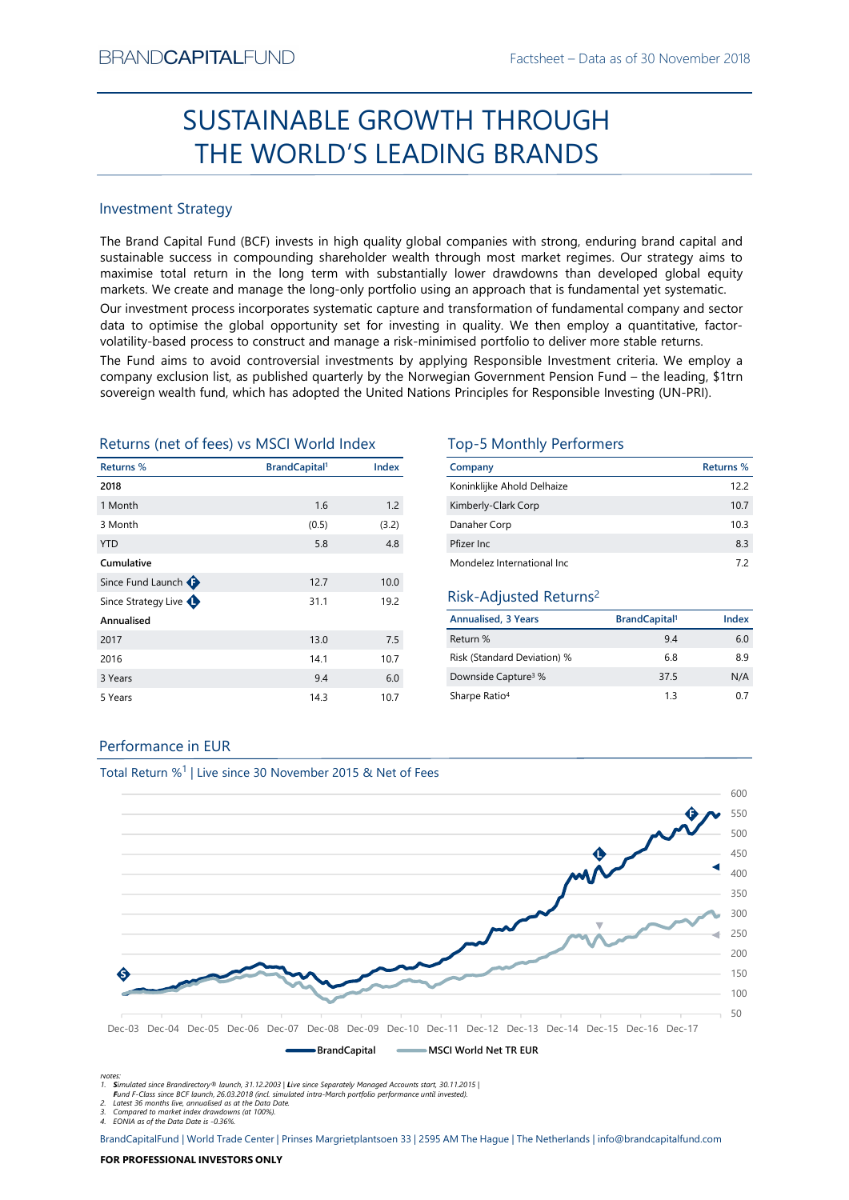BRANDCAPITALFUND

Factsheet – Data as of 30 November 2018

# SUSTAINABLE GROWTH THROUGH THE WORLD'S LEADING BRANDS

## Investment Strategy

The Brand Capital Fund (BCF) invests in high quality global companies with strong, enduring brand capital and sustainable success in compounding shareholder wealth through most market regimes. Our strategy aims to maximise total return in the long term with substantially lower drawdowns than developed global equity markets. We create and manage the long-only portfolio using an approach that is fundamental yet systematic.

Our investment process incorporates systematic capture and transformation of fundamental company and sector data to optimise the global opportunity set for investing in quality. We then employ a quantitative, factor-volatility-based process to construct and manage a risk-minimised portfolio to deliver more stable returns.

The Fund aims to avoid controversial investments by applying Responsible Investment criteria. We employ a company exclusion list, as published quarterly by the Norwegian Government Pension Fund – the leading, $1trn sovereign wealth fund, which has adopted the United Nations Principles for Responsible Investing (UN-PRI).

## Returns (net of fees) vs MSCI World Index

| Returns % | BrandCapital[1] | Index |
|---|---|---|
| **2018** | | |
| 1 Month | 1.6 | 1.2 |
| 3 Month | (0.5) | (3.2) |
| YTD | 5.8 | 4.8 |
| **Cumulative** | | |
| Since Fund Launch (F) | 12.7 | 10.0 |
| Since Strategy Live (L) | 31.1 | 19.2 |
| **Annualised** | | |
| 2017 | 13.0 | 7.5 |
| 2016 | 14.1 | 10.7 |
| 3 Years | 9.4 | 6.0 |
| 5 Years | 14.3 | 10.7 |

## Top-5 Monthly Performers

| Company | Returns % |
|---|---|
| Koninklijke Ahold Delhaize | 12.2 |
| Kimberly-Clark Corp | 10.7 |
| Danaher Corp | 10.3 |
| Pfizer Inc | 8.3 |
| Mondelez International Inc | 7.2 |

## Risk-Adjusted Returns[2]

| Annualised, 3 Years | BrandCapital[1] | Index |
|---|---|---|
| Return % | 9.4 | 6.0 |
| Risk (Standard Deviation) % | 6.8 | 8.9 |
| Downside Capture[3] % | 37.5 | N/A |
| Sharpe Ratio[4] | 1.3 | 0.7 |

## Performance in EUR

Total Return %[1] | Live since 30 November 2015 & Net of Fees

BrandCapital — MSCI World Net TR EUR

Notes:
1. **S**imulated since Brandirectory® launch, 31.12.2003 | **L**ive since Separately Managed Accounts start, 30.11.2015 | **F**und F-Class since BCF launch, 26.03.2018 (incl. simulated intra-March portfolio performance until invested).
2. Latest 36 months live, annualised as at the Data Date.
3. Compared to market index drawdowns (at 100%).
4. EONIA as of the Data Date is -0.36%.

BrandCapitalFund | World Trade Center | Prinses Margrietplantsoen 33 | 2595 AM The Hague | The Netherlands | info@brandcapitalfund.com

**FOR PROFESSIONAL INVESTORS ONLY**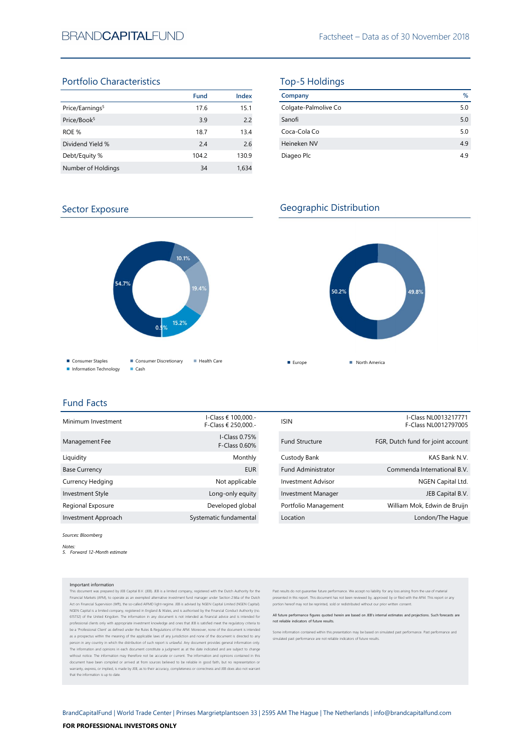BRANDCAPITALFUND

Factsheet – Data as of 30 November 2018

## Portfolio Characteristics

| | Fund | Index |
|---|---|---|
| Price/Earnings[5] | 17.6 | 15.1 |
| Price/Book[5] | 3.9 | 2.2 |
| ROE % | 18.7 | 13.4 |
| Dividend Yield % | 2.4 | 2.6 |
| Debt/Equity % | 104.2 | 130.9 |
| Number of Holdings | 34 | 1,634 |

## Top-5 Holdings

| Company | % |
|---|---|
| Colgate-Palmolive Co | 5.0 |
| Sanofi | 5.0 |
| Coca-Cola Co | 5.0 |
| Heineken NV | 4.9 |
| Diageo Plc | 4.9 |

## Sector Exposure

10.1%
19.4%
15.2%
0.5%
54.7%

Consumer Staples
Consumer Discretionary
Health Care
Information Technology
Cash

## Geographic Distribution

50.2%
49.8%

Europe
North America

## Fund Facts

| | | | |
|---|---|---|---|
| Minimum Investment | I-Class € 100,000.- F-Class € 250,000.- | ISIN | I-Class NL0013217771 F-Class NL0012797005 |
| Management Fee | I-Class 0.75% F-Class 0.60% | Fund Structure | FGR, Dutch fund for joint account |
| Liquidity | Monthly | Custody Bank | KAS Bank N.V. |
| Base Currency | EUR | Fund Administrator | Commenda International B.V. |
| Currency Hedging | Not applicable | Investment Advisor | NGEN Capital Ltd. |
| Investment Style | Long-only equity | Investment Manager | JEB Capital B.V. |
| Regional Exposure | Developed global | Portfolio Management | William Mok, Edwin de Bruijn |
| Investment Approach | Systematic fundamental | Location | London/The Hague |

*Sources: Bloomberg*

*Notes:*
*5. Forward 12-Month estimate*

Important information

This document was prepared by JEB Capital B.V. (JEB). JEB is a limited company, registered with the Dutch Authority for the Financial Markets (AFM), to operate as an exempted alternative investment fund manager under Section 2:66a of the Dutch Act on Financial Supervision (Wft), the so-called AIFMD light-regime. JEB is advised by NGEN Capital Limited (NGEN Capital). NGEN Capital is a limited company, registered in England & Wales, and is authorised by the Financial Conduct Authority (no. 615732) of the United Kingdom. The information in any document is not intended as financial advice and is intended for professional clients only with appropriate investment knowledge and ones that JEB is satisfied meet the regulatory criteria to be a 'Professional Client' as defined under the Rules & Regulations of the AFM. Moreover, none of the document is intended as a prospectus within the meaning of the applicable laws of any jurisdiction and none of the document is directed to any person in any country in which the distribution of such report is unlawful. Any document provides general information only. The information and opinions in each document constitute a judgment as at the date indicated and are subject to change without notice. The information may therefore not be accurate or current. The information and opinions contained in this document have been compiled or arrived at from sources believed to be reliable in good faith, but no representation or warranty, express, or implied, is made by JEB, as to their accuracy, completeness or correctness and JEB does also not warrant that the information is up to date.

Past results do not guarantee future performance. We accept no liability for any loss arising from the use of material presented in this report. This document has not been reviewed by, approved by or filed with the AFM. This report or any portion hereof may not be reprinted, sold or redistributed without our prior written consent.

All future performance figures quoted herein are based on JEB's internal estimates and projections. Such forecasts are not reliable indicators of future results.

Some information contained within this presentation may be based on simulated past performance. Past performance and simulated past performance are not reliable indicators of future results.

BrandCapitalFund | World Trade Center | Prinses Margrietplantsoen 33 | 2595 AM The Hague | The Netherlands | info@brandcapitalfund.com

**FOR PROFESSIONAL INVESTORS ONLY**